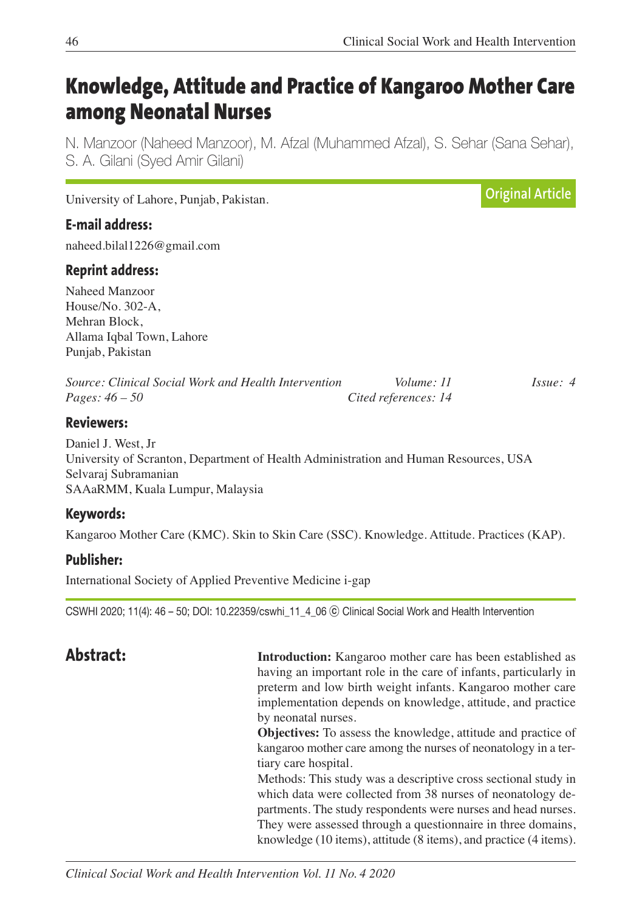# Knowledge, Attitude and Practice of Kangaroo Mother Care among Neonatal Nurses

N. Manzoor (Naheed Manzoor), M. Afzal (Muhammed Afzal), S. Sehar (Sana Sehar), S. A. Gilani (Syed Amir Gilani)

University of Lahore, Punjab, Pakistan.

**Original Article**

### E-mail address:

naheed.bilal1226@gmail.com

### Reprint address:

Naheed Manzoor
House/No. 302-A,
Mehran Block,
Allama Iqbal Town, Lahore
Punjab, Pakistan

*Source: Clinical Social Work and Health Intervention* *Volume: 11* *Issue: 4*
*Pages: 46 – 50* *Cited references: 14*

### Reviewers:

Daniel J. West, Jr
University of Scranton, Department of Health Administration and Human Resources, USA
Selvaraj Subramanian
SAAaRMM, Kuala Lumpur, Malaysia

### Keywords:

Kangaroo Mother Care (KMC). Skin to Skin Care (SSC). Knowledge. Attitude. Practices (KAP).

### Publisher:

International Society of Applied Preventive Medicine i-gap

CSWHI 2020; 11(4): 46 – 50; DOI: 10.22359/cswhi_11_4_06 © Clinical Social Work and Health Intervention

## Abstract:

**Introduction:** Kangaroo mother care has been established as having an important role in the care of infants, particularly in preterm and low birth weight infants. Kangaroo mother care implementation depends on knowledge, attitude, and practice by neonatal nurses.

**Objectives:** To assess the knowledge, attitude and practice of kangaroo mother care among the nurses of neonatology in a tertiary care hospital.

Methods: This study was a descriptive cross sectional study in which data were collected from 38 nurses of neonatology departments. The study respondents were nurses and head nurses. They were assessed through a questionnaire in three domains, knowledge (10 items), attitude (8 items), and practice (4 items).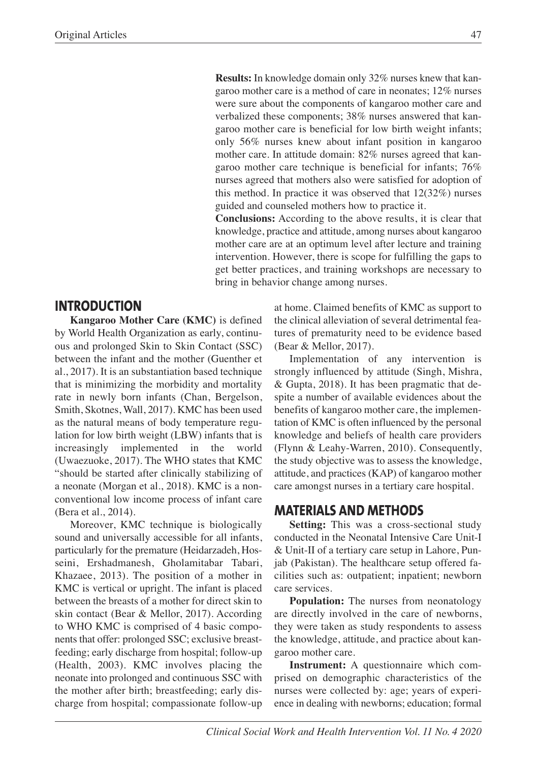**Results:** In knowledge domain only 32% nurses knew that kangaroo mother care is a method of care in neonates; 12% nurses were sure about the components of kangaroo mother care and verbalized these components; 38% nurses answered that kangaroo mother care is beneficial for low birth weight infants; only 56% nurses knew about infant position in kangaroo mother care. In attitude domain: 82% nurses agreed that kangaroo mother care technique is beneficial for infants; 76% nurses agreed that mothers also were satisfied for adoption of this method. In practice it was observed that 12(32%) nurses guided and counseled mothers how to practice it.

**Conclusions:** According to the above results, it is clear that knowledge, practice and attitude, among nurses about kangaroo mother care are at an optimum level after lecture and training intervention. However, there is scope for fulfilling the gaps to get better practices, and training workshops are necessary to bring in behavior change among nurses.

## INTRODUCTION

**Kangaroo Mother Care (KMC)** is defined by World Health Organization as early, continuous and prolonged Skin to Skin Contact (SSC) between the infant and the mother (Guenther et al., 2017). It is an substantiation based technique that is minimizing the morbidity and mortality rate in newly born infants (Chan, Bergelson, Smith, Skotnes, Wall, 2017). KMC has been used as the natural means of body temperature regulation for low birth weight (LBW) infants that is increasingly implemented in the world (Uwaezuoke, 2017). The WHO states that KMC "should be started after clinically stabilizing of a neonate (Morgan et al., 2018). KMC is a nonconventional low income process of infant care (Bera et al., 2014).

Moreover, KMC technique is biologically sound and universally accessible for all infants, particularly for the premature (Heidarzadeh, Hosseini, Ershadmanesh, Gholamitabar Tabari, Khazaee, 2013). The position of a mother in KMC is vertical or upright. The infant is placed between the breasts of a mother for direct skin to skin contact (Bear & Mellor, 2017). According to WHO KMC is comprised of 4 basic components that offer: prolonged SSC; exclusive breastfeeding; early discharge from hospital; follow-up (Health, 2003). KMC involves placing the neonate into prolonged and continuous SSC with the mother after birth; breastfeeding; early discharge from hospital; compassionate follow-up at home. Claimed benefits of KMC as support to the clinical alleviation of several detrimental features of prematurity need to be evidence based (Bear & Mellor, 2017).

Implementation of any intervention is strongly influenced by attitude (Singh, Mishra, & Gupta, 2018). It has been pragmatic that despite a number of available evidences about the benefits of kangaroo mother care, the implementation of KMC is often influenced by the personal knowledge and beliefs of health care providers (Flynn & Leahy-Warren, 2010). Consequently, the study objective was to assess the knowledge, attitude, and practices (KAP) of kangaroo mother care amongst nurses in a tertiary care hospital.

## MATERIALS AND METHODS

**Setting:** This was a cross-sectional study conducted in the Neonatal Intensive Care Unit-I & Unit-II of a tertiary care setup in Lahore, Punjab (Pakistan). The healthcare setup offered facilities such as: outpatient; inpatient; newborn care services.

**Population:** The nurses from neonatology are directly involved in the care of newborns, they were taken as study respondents to assess the knowledge, attitude, and practice about kangaroo mother care.

**Instrument:** A questionnaire which comprised on demographic characteristics of the nurses were collected by: age; years of experience in dealing with newborns; education; formal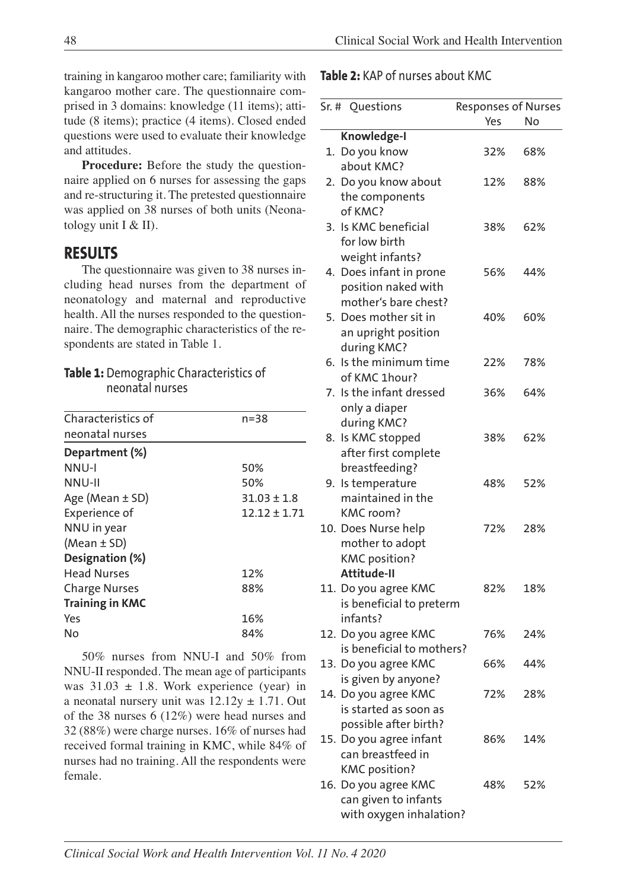training in kangaroo mother care; familiarity with kangaroo mother care. The questionnaire comprised in 3 domains: knowledge (11 items); attitude (8 items); practice (4 items). Closed ended questions were used to evaluate their knowledge and attitudes.

**Procedure:** Before the study the questionnaire applied on 6 nurses for assessing the gaps and re-structuring it. The pretested questionnaire was applied on 38 nurses of both units (Neonatology unit I & II).

## RESULTS

The questionnaire was given to 38 nurses including head nurses from the department of neonatology and maternal and reproductive health. All the nurses responded to the questionnaire. The demographic characteristics of the respondents are stated in Table 1.

**Table 1:** Demographic Characteristics of neonatal nurses

| Characteristics of neonatal nurses | n=38 |
|---|---|
| **Department (%)** | |
| NNU-I | 50% |
| NNU-II | 50% |
| Age (Mean ± SD) | 31.03 ± 1.8 |
| Experience of NNU in year (Mean ± SD) | 12.12 ± 1.71 |
| **Designation (%)** | |
| Head Nurses | 12% |
| Charge Nurses | 88% |
| **Training in KMC** | |
| Yes | 16% |
| No | 84% |

50% nurses from NNU-I and 50% from NNU-II responded. The mean age of participants was 31.03 ± 1.8. Work experience (year) in a neonatal nursery unit was 12.12y ± 1.71. Out of the 38 nurses 6 (12%) were head nurses and 32 (88%) were charge nurses. 16% of nurses had received formal training in KMC, while 84% of nurses had no training. All the respondents were female.

**Table 2:** KAP of nurses about KMC

| Sr. # | Questions | Responses of Nurses | |
|---|---|---|---|
| | | Yes | No |
| | **Knowledge-I** | | |
| 1. | Do you know about KMC? | 32% | 68% |
| 2. | Do you know about the components of KMC? | 12% | 88% |
| 3. | Is KMC beneficial for low birth weight infants? | 38% | 62% |
| 4. | Does infant in prone position naked with mother's bare chest? | 56% | 44% |
| 5. | Does mother sit in an upright position during KMC? | 40% | 60% |
| 6. | Is the minimum time of KMC 1hour? | 22% | 78% |
| 7. | Is the infant dressed only a diaper during KMC? | 36% | 64% |
| 8. | Is KMC stopped after first complete breastfeeding? | 38% | 62% |
| 9. | Is temperature maintained in the KMC room? | 48% | 52% |
| 10. | Does Nurse help mother to adopt KMC position? | 72% | 28% |
| | **Attitude-II** | | |
| 11. | Do you agree KMC is beneficial to preterm infants? | 82% | 18% |
| 12. | Do you agree KMC is beneficial to mothers? | 76% | 24% |
| 13. | Do you agree KMC is given by anyone? | 66% | 44% |
| 14. | Do you agree KMC is started as soon as possible after birth? | 72% | 28% |
| 15. | Do you agree infant can breastfeed in KMC position? | 86% | 14% |
| 16. | Do you agree KMC can given to infants with oxygen inhalation? | 48% | 52% |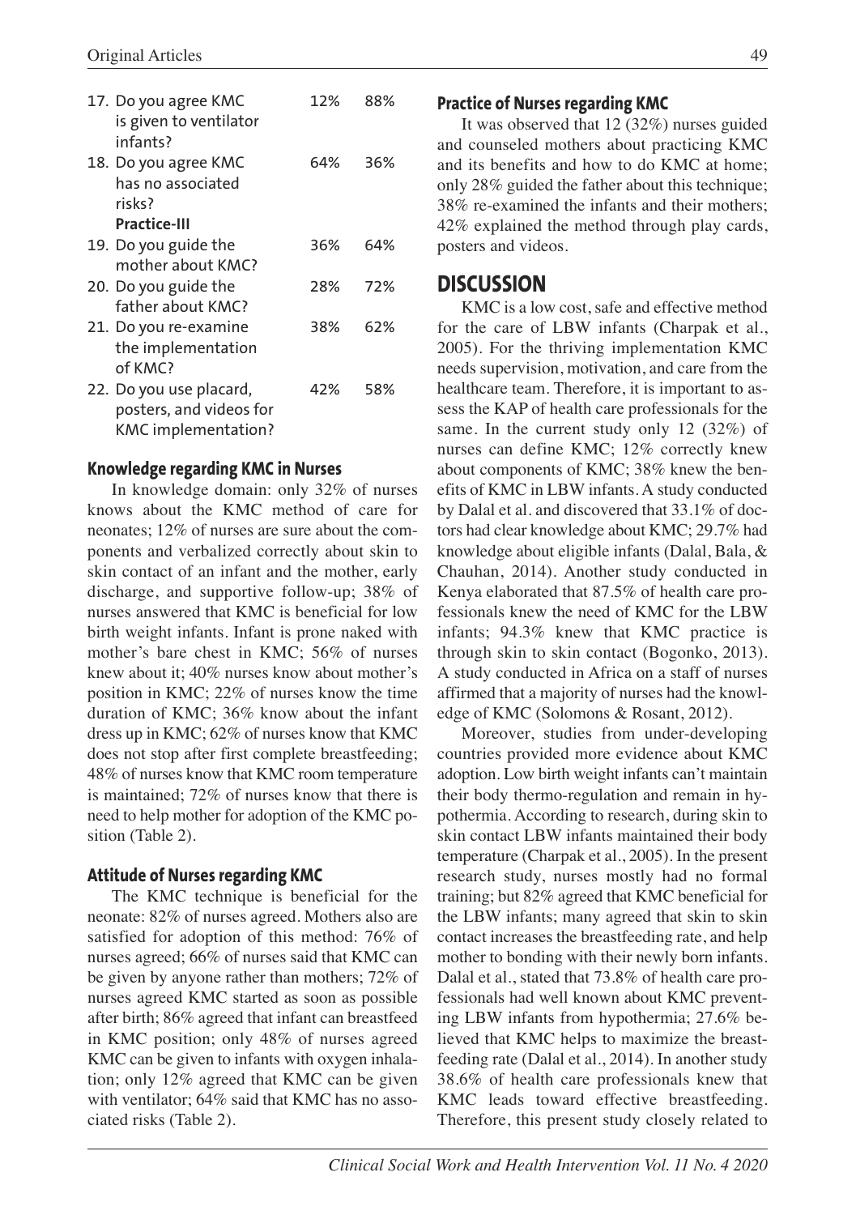| | | |
|---|---|---|
| 17. Do you agree KMC is given to ventilator infants? | 12% | 88% |
| 18. Do you agree KMC has no associated risks? | 64% | 36% |
| **Practice-III** | | |
| 19. Do you guide the mother about KMC? | 36% | 64% |
| 20. Do you guide the father about KMC? | 28% | 72% |
| 21. Do you re-examine the implementation of KMC? | 38% | 62% |
| 22. Do you use placard, posters, and videos for KMC implementation? | 42% | 58% |

### Knowledge regarding KMC in Nurses

In knowledge domain: only 32% of nurses knows about the KMC method of care for neonates; 12% of nurses are sure about the components and verbalized correctly about skin to skin contact of an infant and the mother, early discharge, and supportive follow-up; 38% of nurses answered that KMC is beneficial for low birth weight infants. Infant is prone naked with mother's bare chest in KMC; 56% of nurses knew about it; 40% nurses know about mother's position in KMC; 22% of nurses know the time duration of KMC; 36% know about the infant dress up in KMC; 62% of nurses know that KMC does not stop after first complete breastfeeding; 48% of nurses know that KMC room temperature is maintained; 72% of nurses know that there is need to help mother for adoption of the KMC position (Table 2).

### Attitude of Nurses regarding KMC

The KMC technique is beneficial for the neonate: 82% of nurses agreed. Mothers also are satisfied for adoption of this method: 76% of nurses agreed; 66% of nurses said that KMC can be given by anyone rather than mothers; 72% of nurses agreed KMC started as soon as possible after birth; 86% agreed that infant can breastfeed in KMC position; only 48% of nurses agreed KMC can be given to infants with oxygen inhalation; only 12% agreed that KMC can be given with ventilator; 64% said that KMC has no associated risks (Table 2).

### Practice of Nurses regarding KMC

It was observed that 12 (32%) nurses guided and counseled mothers about practicing KMC and its benefits and how to do KMC at home; only 28% guided the father about this technique; 38% re-examined the infants and their mothers; 42% explained the method through play cards, posters and videos.

## DISCUSSION

KMC is a low cost, safe and effective method for the care of LBW infants (Charpak et al., 2005). For the thriving implementation KMC needs supervision, motivation, and care from the healthcare team. Therefore, it is important to assess the KAP of health care professionals for the same. In the current study only 12 (32%) of nurses can define KMC; 12% correctly knew about components of KMC; 38% knew the benefits of KMC in LBW infants. A study conducted by Dalal et al. and discovered that 33.1% of doctors had clear knowledge about KMC; 29.7% had knowledge about eligible infants (Dalal, Bala, & Chauhan, 2014). Another study conducted in Kenya elaborated that 87.5% of health care professionals knew the need of KMC for the LBW infants; 94.3% knew that KMC practice is through skin to skin contact (Bogonko, 2013). A study conducted in Africa on a staff of nurses affirmed that a majority of nurses had the knowledge of KMC (Solomons & Rosant, 2012).

Moreover, studies from under-developing countries provided more evidence about KMC adoption. Low birth weight infants can't maintain their body thermo-regulation and remain in hypothermia. According to research, during skin to skin contact LBW infants maintained their body temperature (Charpak et al., 2005). In the present research study, nurses mostly had no formal training; but 82% agreed that KMC beneficial for the LBW infants; many agreed that skin to skin contact increases the breastfeeding rate, and help mother to bonding with their newly born infants. Dalal et al., stated that 73.8% of health care professionals had well known about KMC preventing LBW infants from hypothermia; 27.6% believed that KMC helps to maximize the breastfeeding rate (Dalal et al., 2014). In another study 38.6% of health care professionals knew that KMC leads toward effective breastfeeding. Therefore, this present study closely related to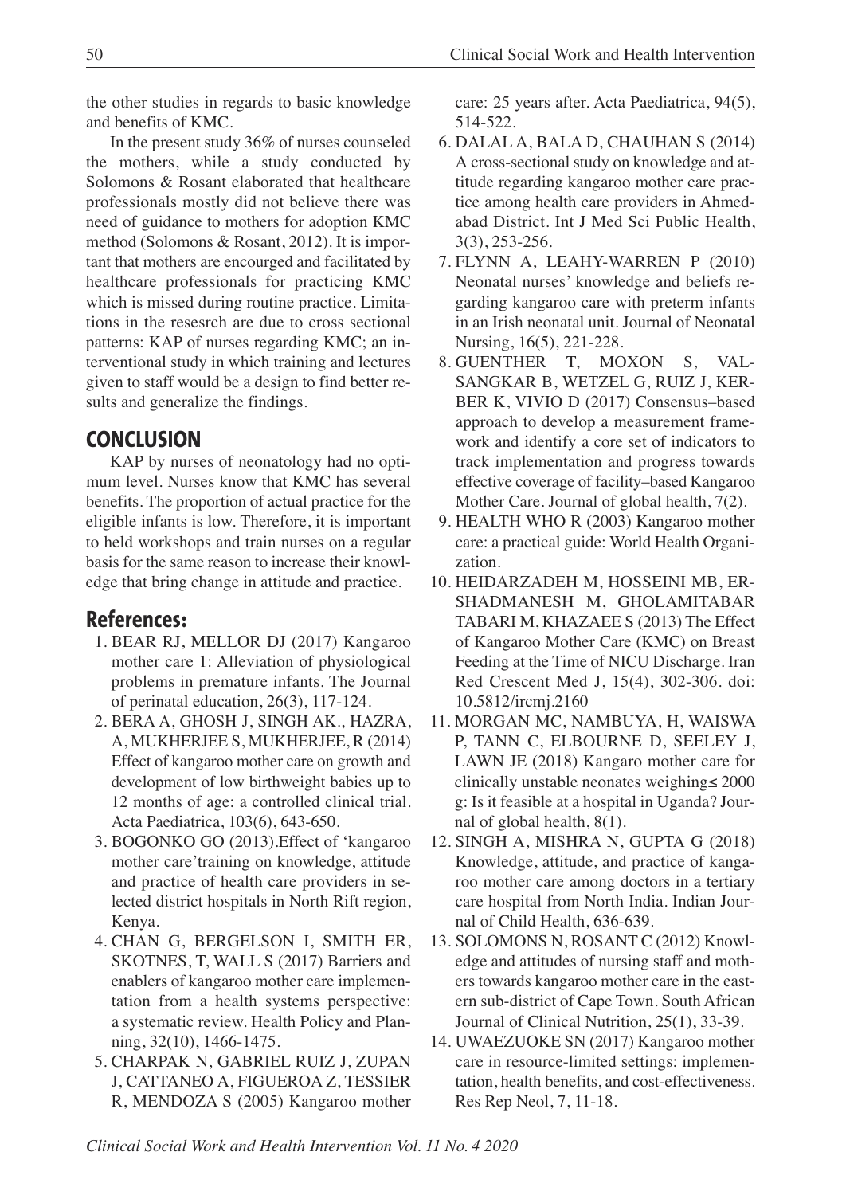the other studies in regards to basic knowledge and benefits of KMC.

In the present study 36% of nurses counseled the mothers, while a study conducted by Solomons & Rosant elaborated that healthcare professionals mostly did not believe there was need of guidance to mothers for adoption KMC method (Solomons & Rosant, 2012). It is important that mothers are encourged and facilitated by healthcare professionals for practicing KMC which is missed during routine practice. Limitations in the resesrch are due to cross sectional patterns: KAP of nurses regarding KMC; an interventional study in which training and lectures given to staff would be a design to find better results and generalize the findings.

## CONCLUSION

KAP by nurses of neonatology had no optimum level. Nurses know that KMC has several benefits. The proportion of actual practice for the eligible infants is low. Therefore, it is important to held workshops and train nurses on a regular basis for the same reason to increase their knowledge that bring change in attitude and practice.

## References:

1. BEAR RJ, MELLOR DJ (2017) Kangaroo mother care 1: Alleviation of physiological problems in premature infants. The Journal of perinatal education, 26(3), 117-124.
2. BERA A, GHOSH J, SINGH AK., HAZRA, A, MUKHERJEE S, MUKHERJEE, R (2014) Effect of kangaroo mother care on growth and development of low birthweight babies up to 12 months of age: a controlled clinical trial. Acta Paediatrica, 103(6), 643-650.
3. BOGONKO GO (2013).Effect of 'kangaroo mother care'training on knowledge, attitude and practice of health care providers in selected district hospitals in North Rift region, Kenya.
4. CHAN G, BERGELSON I, SMITH ER, SKOTNES, T, WALL S (2017) Barriers and enablers of kangaroo mother care implementation from a health systems perspective: a systematic review. Health Policy and Planning, 32(10), 1466-1475.
5. CHARPAK N, GABRIEL RUIZ J, ZUPAN J, CATTANEO A, FIGUEROA Z, TESSIER R, MENDOZA S (2005) Kangaroo mother care: 25 years after. Acta Paediatrica, 94(5), 514-522.
6. DALAL A, BALA D, CHAUHAN S (2014) A cross-sectional study on knowledge and attitude regarding kangaroo mother care practice among health care providers in Ahmedabad District. Int J Med Sci Public Health, 3(3), 253-256.
7. FLYNN A, LEAHY-WARREN P (2010) Neonatal nurses' knowledge and beliefs regarding kangaroo care with preterm infants in an Irish neonatal unit. Journal of Neonatal Nursing, 16(5), 221-228.
8. GUENTHER T, MOXON S, VALSANGKAR B, WETZEL G, RUIZ J, KERBER K, VIVIO D (2017) Consensus–based approach to develop a measurement framework and identify a core set of indicators to track implementation and progress towards effective coverage of facility–based Kangaroo Mother Care. Journal of global health, 7(2).
9. HEALTH WHO R (2003) Kangaroo mother care: a practical guide: World Health Organization.
10. HEIDARZADEH M, HOSSEINI MB, ERSHADMANESH M, GHOLAMITABAR TABARI M, KHAZAEE S (2013) The Effect of Kangaroo Mother Care (KMC) on Breast Feeding at the Time of NICU Discharge. Iran Red Crescent Med J, 15(4), 302-306. doi: 10.5812/ircmj.2160
11. MORGAN MC, NAMBUYA, H, WAISWA P, TANN C, ELBOURNE D, SEELEY J, LAWN JE (2018) Kangaro mother care for clinically unstable neonates weighing≤ 2000 g: Is it feasible at a hospital in Uganda? Journal of global health, 8(1).
12. SINGH A, MISHRA N, GUPTA G (2018) Knowledge, attitude, and practice of kangaroo mother care among doctors in a tertiary care hospital from North India. Indian Journal of Child Health, 636-639.
13. SOLOMONS N, ROSANT C (2012) Knowledge and attitudes of nursing staff and mothers towards kangaroo mother care in the eastern sub-district of Cape Town. South African Journal of Clinical Nutrition, 25(1), 33-39.
14. UWAEZUOKE SN (2017) Kangaroo mother care in resource-limited settings: implementation, health benefits, and cost-effectiveness. Res Rep Neol, 7, 11-18.